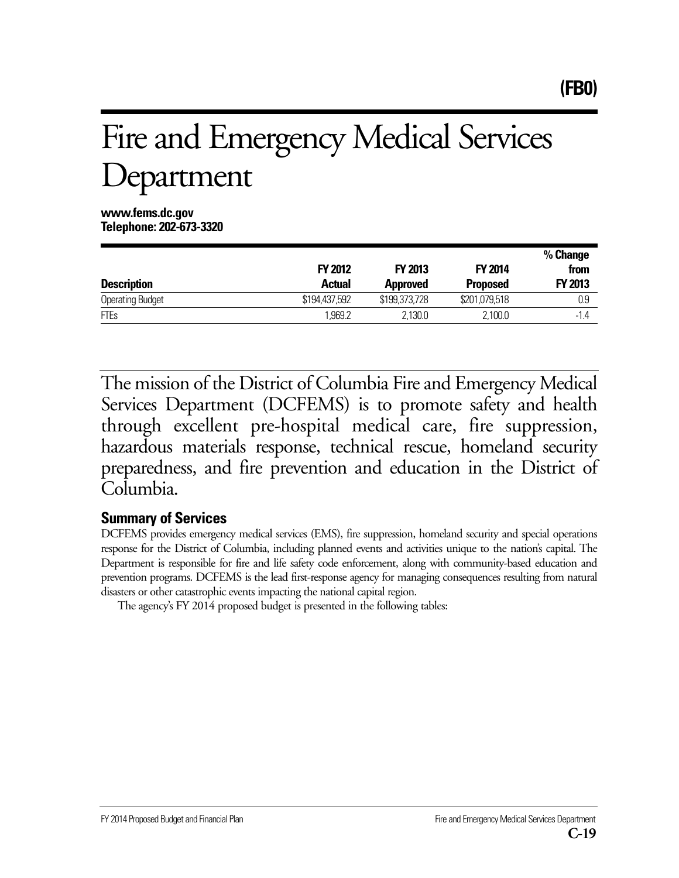# (FB0)

# Fire and Emergency Medical Services Department

**www.fems.dc.gov**
**Telephone: 202-673-3320**

| Description | FY 2012 Actual | FY 2013 Approved | FY 2014 Proposed | % Change from FY 2013 |
|---|---|---|---|---|
| Operating Budget | $194,437,592 | $199,373,728 | $201,079,518 | 0.9 |
| FTEs | 1,969.2 | 2,130.0 | 2,100.0 | -1.4 |

The mission of the District of Columbia Fire and Emergency Medical Services Department (DCFEMS) is to promote safety and health through excellent pre-hospital medical care, fire suppression, hazardous materials response, technical rescue, homeland security preparedness, and fire prevention and education in the District of Columbia.

## Summary of Services

DCFEMS provides emergency medical services (EMS), fire suppression, homeland security and special operations response for the District of Columbia, including planned events and activities unique to the nation's capital. The Department is responsible for fire and life safety code enforcement, along with community-based education and prevention programs. DCFEMS is the lead first-response agency for managing consequences resulting from natural disasters or other catastrophic events impacting the national capital region.

The agency's FY 2014 proposed budget is presented in the following tables: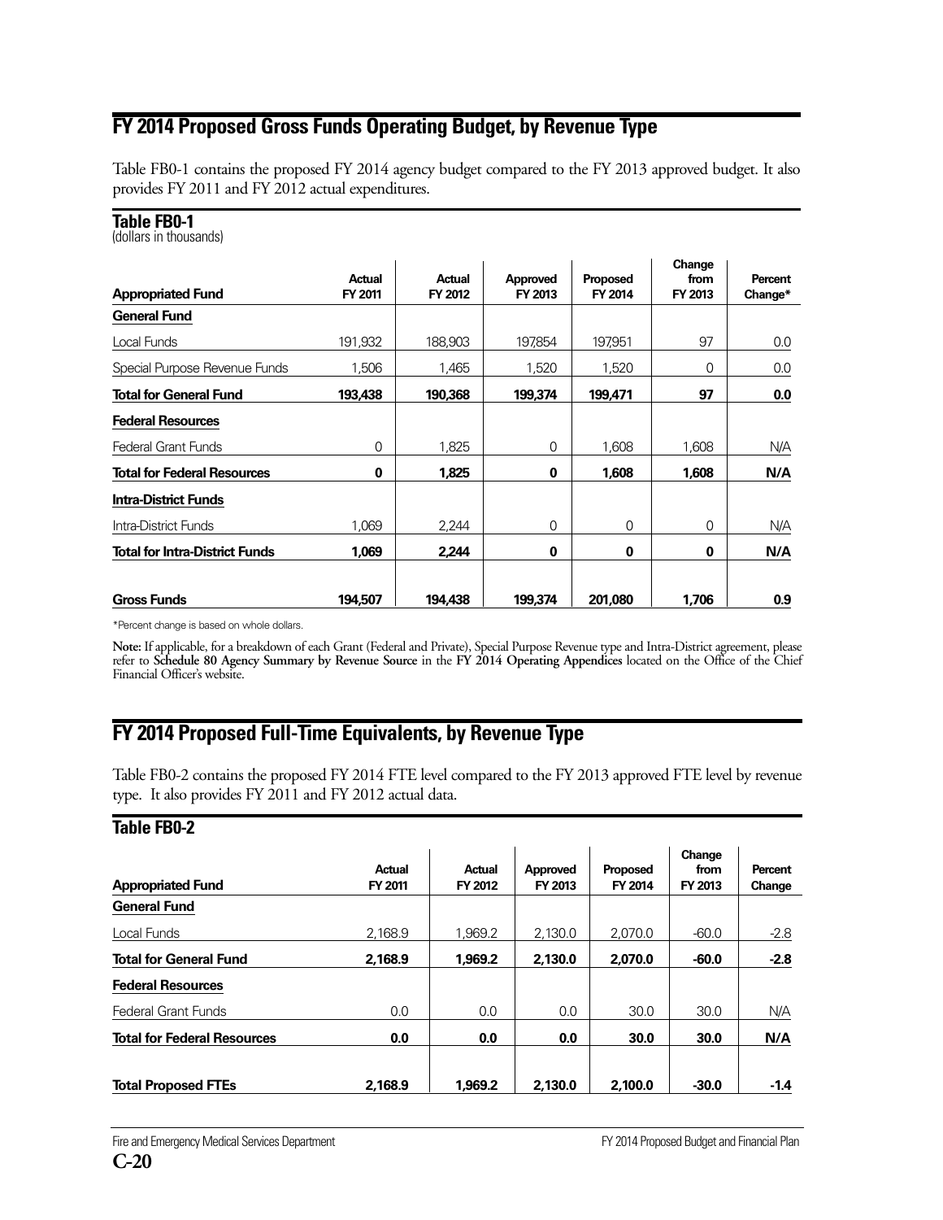## FY 2014 Proposed Gross Funds Operating Budget, by Revenue Type

Table FB0-1 contains the proposed FY 2014 agency budget compared to the FY 2013 approved budget. It also provides FY 2011 and FY 2012 actual expenditures.

**Table FB0-1**
(dollars in thousands)

| Appropriated Fund | Actual FY 2011 | Actual FY 2012 | Approved FY 2013 | Proposed FY 2014 | Change from FY 2013 | Percent Change* |
|---|---|---|---|---|---|---|
| **General Fund** | | | | | | |
| Local Funds | 191,932 | 188,903 | 197,854 | 197,951 | 97 | 0.0 |
| Special Purpose Revenue Funds | 1,506 | 1,465 | 1,520 | 1,520 | 0 | 0.0 |
| **Total for General Fund** | **193,438** | **190,368** | **199,374** | **199,471** | **97** | **0.0** |
| **Federal Resources** | | | | | | |
| Federal Grant Funds | 0 | 1,825 | 0 | 1,608 | 1,608 | N/A |
| **Total for Federal Resources** | **0** | **1,825** | **0** | **1,608** | **1,608** | **N/A** |
| **Intra-District Funds** | | | | | | |
| Intra-District Funds | 1,069 | 2,244 | 0 | 0 | 0 | N/A |
| **Total for Intra-District Funds** | **1,069** | **2,244** | **0** | **0** | **0** | **N/A** |
| **Gross Funds** | **194,507** | **194,438** | **199,374** | **201,080** | **1,706** | **0.9** |

*Percent change is based on whole dollars.

**Note:** If applicable, for a breakdown of each Grant (Federal and Private), Special Purpose Revenue type and Intra-District agreement, please refer to **Schedule 80 Agency Summary by Revenue Source** in the **FY 2014 Operating Appendices** located on the Office of the Chief Financial Officer's website.

## FY 2014 Proposed Full-Time Equivalents, by Revenue Type

Table FB0-2 contains the proposed FY 2014 FTE level compared to the FY 2013 approved FTE level by revenue type. It also provides FY 2011 and FY 2012 actual data.

**Table FB0-2**

| Appropriated Fund | Actual FY 2011 | Actual FY 2012 | Approved FY 2013 | Proposed FY 2014 | Change from FY 2013 | Percent Change |
|---|---|---|---|---|---|---|
| **General Fund** | | | | | | |
| Local Funds | 2,168.9 | 1,969.2 | 2,130.0 | 2,070.0 | -60.0 | -2.8 |
| **Total for General Fund** | **2,168.9** | **1,969.2** | **2,130.0** | **2,070.0** | **-60.0** | **-2.8** |
| **Federal Resources** | | | | | | |
| Federal Grant Funds | 0.0 | 0.0 | 0.0 | 30.0 | 30.0 | N/A |
| **Total for Federal Resources** | **0.0** | **0.0** | **0.0** | **30.0** | **30.0** | **N/A** |
| **Total Proposed FTEs** | **2,168.9** | **1,969.2** | **2,130.0** | **2,100.0** | **-30.0** | **-1.4** |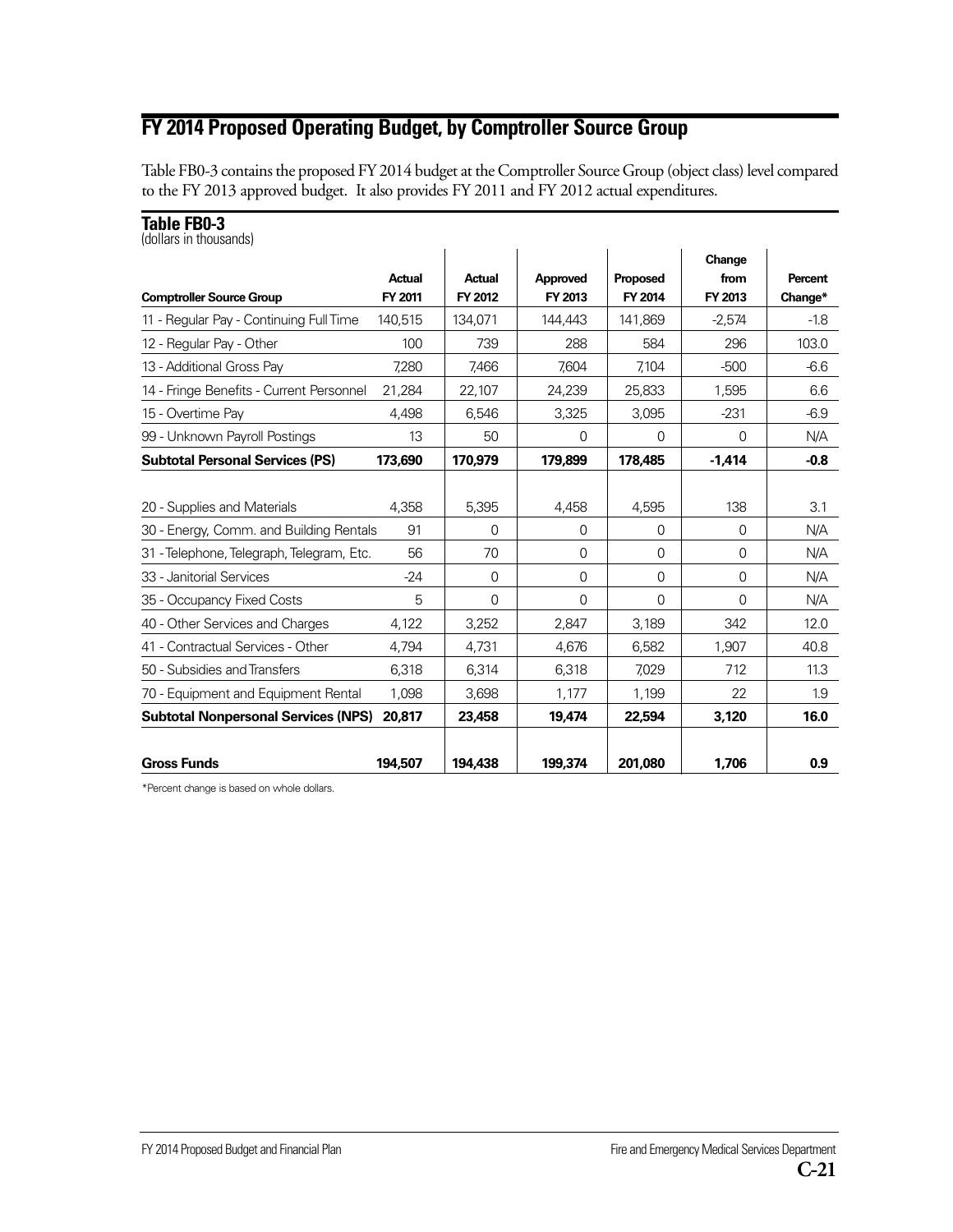## FY 2014 Proposed Operating Budget, by Comptroller Source Group

Table FB0-3 contains the proposed FY 2014 budget at the Comptroller Source Group (object class) level compared to the FY 2013 approved budget. It also provides FY 2011 and FY 2012 actual expenditures.

**Table FB0-3**
(dollars in thousands)

| Comptroller Source Group | Actual FY 2011 | Actual FY 2012 | Approved FY 2013 | Proposed FY 2014 | Change from FY 2013 | Percent Change* |
|---|---|---|---|---|---|---|
| 11 - Regular Pay - Continuing Full Time | 140,515 | 134,071 | 144,443 | 141,869 | -2,574 | -1.8 |
| 12 - Regular Pay - Other | 100 | 739 | 288 | 584 | 296 | 103.0 |
| 13 - Additional Gross Pay | 7,280 | 7,466 | 7,604 | 7,104 | -500 | -6.6 |
| 14 - Fringe Benefits - Current Personnel | 21,284 | 22,107 | 24,239 | 25,833 | 1,595 | 6.6 |
| 15 - Overtime Pay | 4,498 | 6,546 | 3,325 | 3,095 | -231 | -6.9 |
| 99 - Unknown Payroll Postings | 13 | 50 | 0 | 0 | 0 | N/A |
| **Subtotal Personal Services (PS)** | **173,690** | **170,979** | **179,899** | **178,485** | **-1,414** | **-0.8** |
| | | | | | | |
| 20 - Supplies and Materials | 4,358 | 5,395 | 4,458 | 4,595 | 138 | 3.1 |
| 30 - Energy, Comm. and Building Rentals | 91 | 0 | 0 | 0 | 0 | N/A |
| 31 - Telephone, Telegraph, Telegram, Etc. | 56 | 70 | 0 | 0 | 0 | N/A |
| 33 - Janitorial Services | -24 | 0 | 0 | 0 | 0 | N/A |
| 35 - Occupancy Fixed Costs | 5 | 0 | 0 | 0 | 0 | N/A |
| 40 - Other Services and Charges | 4,122 | 3,252 | 2,847 | 3,189 | 342 | 12.0 |
| 41 - Contractual Services - Other | 4,794 | 4,731 | 4,676 | 6,582 | 1,907 | 40.8 |
| 50 - Subsidies and Transfers | 6,318 | 6,314 | 6,318 | 7,029 | 712 | 11.3 |
| 70 - Equipment and Equipment Rental | 1,098 | 3,698 | 1,177 | 1,199 | 22 | 1.9 |
| **Subtotal Nonpersonal Services (NPS)** | **20,817** | **23,458** | **19,474** | **22,594** | **3,120** | **16.0** |
| | | | | | | |
| **Gross Funds** | **194,507** | **194,438** | **199,374** | **201,080** | **1,706** | **0.9** |

*Percent change is based on whole dollars.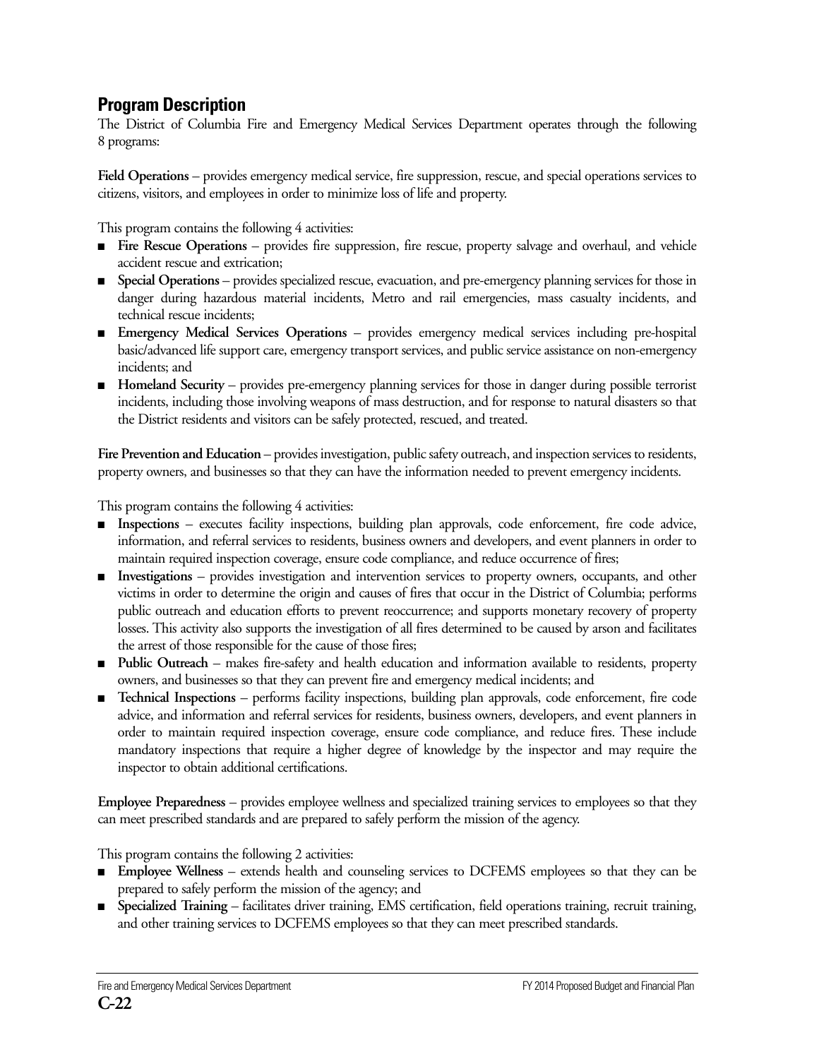## Program Description

The District of Columbia Fire and Emergency Medical Services Department operates through the following 8 programs:

**Field Operations** – provides emergency medical service, fire suppression, rescue, and special operations services to citizens, visitors, and employees in order to minimize loss of life and property.

This program contains the following 4 activities:

- **Fire Rescue Operations** – provides fire suppression, fire rescue, property salvage and overhaul, and vehicle accident rescue and extrication;
- **Special Operations** – provides specialized rescue, evacuation, and pre-emergency planning services for those in danger during hazardous material incidents, Metro and rail emergencies, mass casualty incidents, and technical rescue incidents;
- **Emergency Medical Services Operations** – provides emergency medical services including pre-hospital basic/advanced life support care, emergency transport services, and public service assistance on non-emergency incidents; and
- **Homeland Security** – provides pre-emergency planning services for those in danger during possible terrorist incidents, including those involving weapons of mass destruction, and for response to natural disasters so that the District residents and visitors can be safely protected, rescued, and treated.

**Fire Prevention and Education** – provides investigation, public safety outreach, and inspection services to residents, property owners, and businesses so that they can have the information needed to prevent emergency incidents.

This program contains the following 4 activities:

- **Inspections** – executes facility inspections, building plan approvals, code enforcement, fire code advice, information, and referral services to residents, business owners and developers, and event planners in order to maintain required inspection coverage, ensure code compliance, and reduce occurrence of fires;
- **Investigations** – provides investigation and intervention services to property owners, occupants, and other victims in order to determine the origin and causes of fires that occur in the District of Columbia; performs public outreach and education efforts to prevent reoccurrence; and supports monetary recovery of property losses. This activity also supports the investigation of all fires determined to be caused by arson and facilitates the arrest of those responsible for the cause of those fires;
- **Public Outreach** – makes fire-safety and health education and information available to residents, property owners, and businesses so that they can prevent fire and emergency medical incidents; and
- **Technical Inspections** – performs facility inspections, building plan approvals, code enforcement, fire code advice, and information and referral services for residents, business owners, developers, and event planners in order to maintain required inspection coverage, ensure code compliance, and reduce fires. These include mandatory inspections that require a higher degree of knowledge by the inspector and may require the inspector to obtain additional certifications.

**Employee Preparedness** – provides employee wellness and specialized training services to employees so that they can meet prescribed standards and are prepared to safely perform the mission of the agency.

This program contains the following 2 activities:

- **Employee Wellness** – extends health and counseling services to DCFEMS employees so that they can be prepared to safely perform the mission of the agency; and
- **Specialized Training** – facilitates driver training, EMS certification, field operations training, recruit training, and other training services to DCFEMS employees so that they can meet prescribed standards.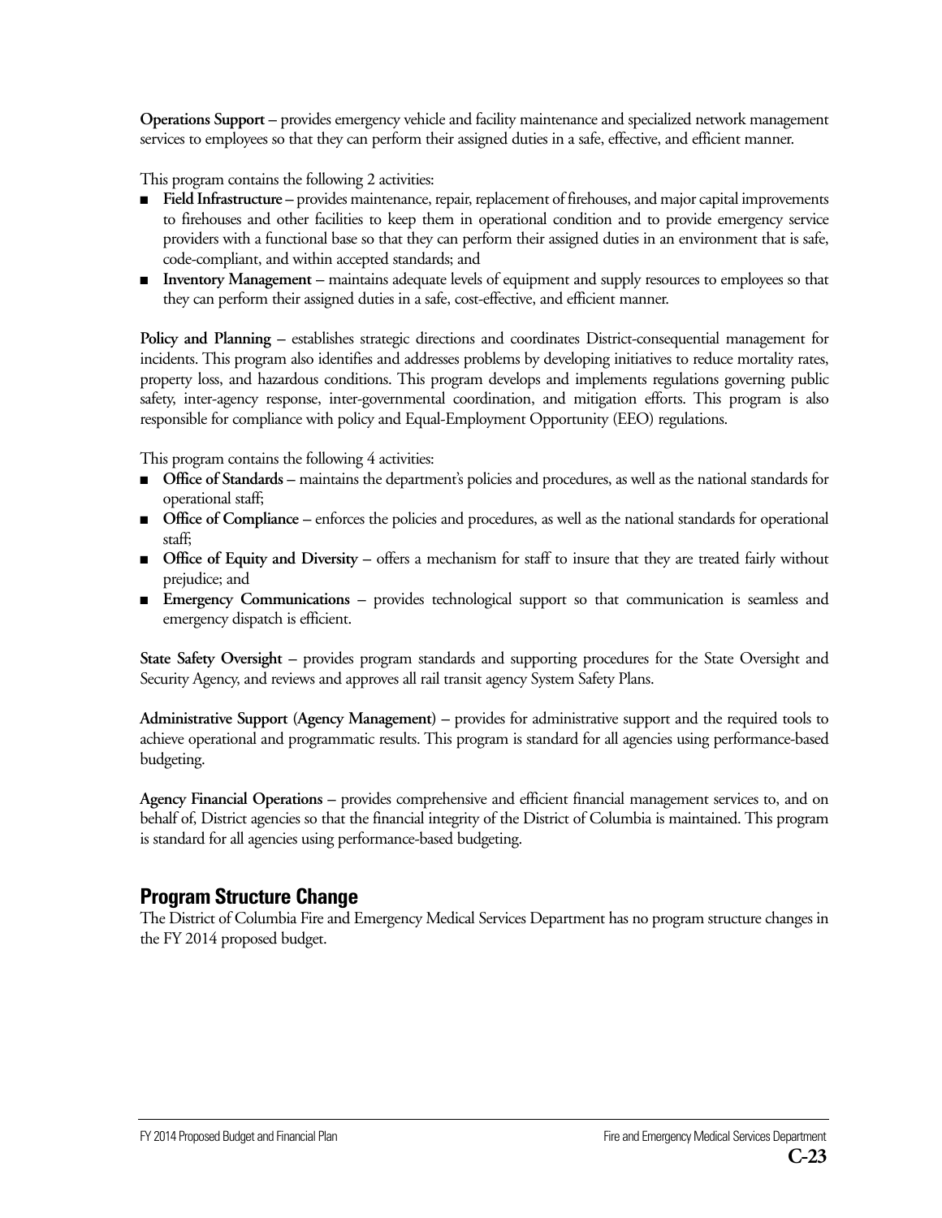**Operations Support** – provides emergency vehicle and facility maintenance and specialized network management services to employees so that they can perform their assigned duties in a safe, effective, and efficient manner.

This program contains the following 2 activities:

- **Field Infrastructure** – provides maintenance, repair, replacement of firehouses, and major capital improvements to firehouses and other facilities to keep them in operational condition and to provide emergency service providers with a functional base so that they can perform their assigned duties in an environment that is safe, code-compliant, and within accepted standards; and
- **Inventory Management** – maintains adequate levels of equipment and supply resources to employees so that they can perform their assigned duties in a safe, cost-effective, and efficient manner.

**Policy and Planning** – establishes strategic directions and coordinates District-consequential management for incidents. This program also identifies and addresses problems by developing initiatives to reduce mortality rates, property loss, and hazardous conditions. This program develops and implements regulations governing public safety, inter-agency response, inter-governmental coordination, and mitigation efforts. This program is also responsible for compliance with policy and Equal-Employment Opportunity (EEO) regulations.

This program contains the following 4 activities:

- **Office of Standards** – maintains the department's policies and procedures, as well as the national standards for operational staff;
- **Office of Compliance** – enforces the policies and procedures, as well as the national standards for operational staff;
- **Office of Equity and Diversity** – offers a mechanism for staff to insure that they are treated fairly without prejudice; and
- **Emergency Communications** – provides technological support so that communication is seamless and emergency dispatch is efficient.

**State Safety Oversight** – provides program standards and supporting procedures for the State Oversight and Security Agency, and reviews and approves all rail transit agency System Safety Plans.

**Administrative Support (Agency Management)** – provides for administrative support and the required tools to achieve operational and programmatic results. This program is standard for all agencies using performance-based budgeting.

**Agency Financial Operations** – provides comprehensive and efficient financial management services to, and on behalf of, District agencies so that the financial integrity of the District of Columbia is maintained. This program is standard for all agencies using performance-based budgeting.

## Program Structure Change

The District of Columbia Fire and Emergency Medical Services Department has no program structure changes in the FY 2014 proposed budget.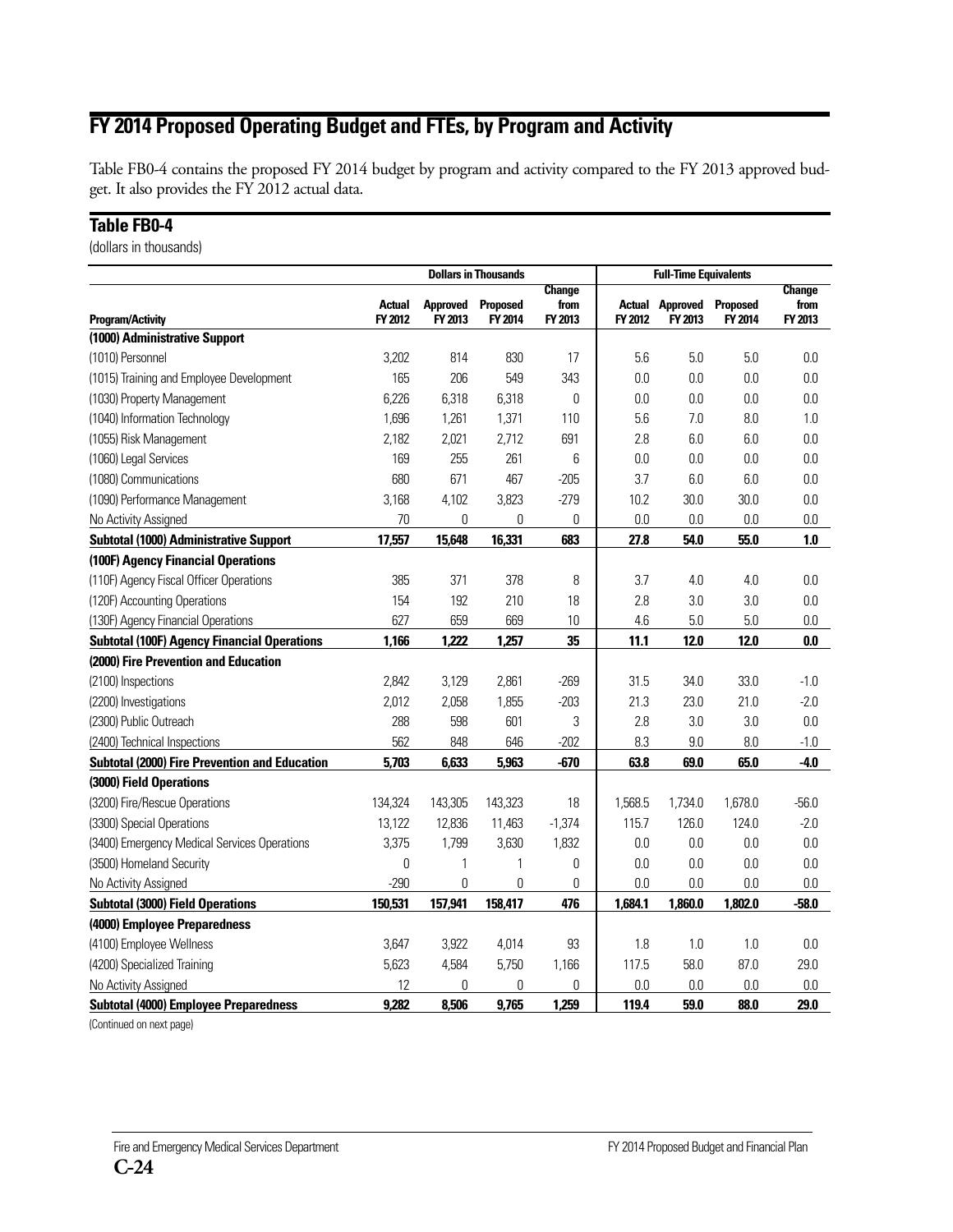## FY 2014 Proposed Operating Budget and FTEs, by Program and Activity

Table FB0-4 contains the proposed FY 2014 budget by program and activity compared to the FY 2013 approved budget. It also provides the FY 2012 actual data.

### Table FB0-4

(dollars in thousands)

| | Dollars in Thousands | | | | Full-Time Equivalents | | | |
|---|---|---|---|---|---|---|---|---|
| **Program/Activity** | **Actual FY 2012** | **Approved FY 2013** | **Proposed FY 2014** | **Change from FY 2013** | **Actual FY 2012** | **Approved FY 2013** | **Proposed FY 2014** | **Change from FY 2013** |
| **(1000) Administrative Support** | | | | | | | | |
| (1010) Personnel | 3,202 | 814 | 830 | 17 | 5.6 | 5.0 | 5.0 | 0.0 |
| (1015) Training and Employee Development | 165 | 206 | 549 | 343 | 0.0 | 0.0 | 0.0 | 0.0 |
| (1030) Property Management | 6,226 | 6,318 | 6,318 | 0 | 0.0 | 0.0 | 0.0 | 0.0 |
| (1040) Information Technology | 1,696 | 1,261 | 1,371 | 110 | 5.6 | 7.0 | 8.0 | 1.0 |
| (1055) Risk Management | 2,182 | 2,021 | 2,712 | 691 | 2.8 | 6.0 | 6.0 | 0.0 |
| (1060) Legal Services | 169 | 255 | 261 | 6 | 0.0 | 0.0 | 0.0 | 0.0 |
| (1080) Communications | 680 | 671 | 467 | -205 | 3.7 | 6.0 | 6.0 | 0.0 |
| (1090) Performance Management | 3,168 | 4,102 | 3,823 | -279 | 10.2 | 30.0 | 30.0 | 0.0 |
| No Activity Assigned | 70 | 0 | 0 | 0 | 0.0 | 0.0 | 0.0 | 0.0 |
| **Subtotal (1000) Administrative Support** | **17,557** | **15,648** | **16,331** | **683** | **27.8** | **54.0** | **55.0** | **1.0** |
| **(100F) Agency Financial Operations** | | | | | | | | |
| (110F) Agency Fiscal Officer Operations | 385 | 371 | 378 | 8 | 3.7 | 4.0 | 4.0 | 0.0 |
| (120F) Accounting Operations | 154 | 192 | 210 | 18 | 2.8 | 3.0 | 3.0 | 0.0 |
| (130F) Agency Financial Operations | 627 | 659 | 669 | 10 | 4.6 | 5.0 | 5.0 | 0.0 |
| **Subtotal (100F) Agency Financial Operations** | **1,166** | **1,222** | **1,257** | **35** | **11.1** | **12.0** | **12.0** | **0.0** |
| **(2000) Fire Prevention and Education** | | | | | | | | |
| (2100) Inspections | 2,842 | 3,129 | 2,861 | -269 | 31.5 | 34.0 | 33.0 | -1.0 |
| (2200) Investigations | 2,012 | 2,058 | 1,855 | -203 | 21.3 | 23.0 | 21.0 | -2.0 |
| (2300) Public Outreach | 288 | 598 | 601 | 3 | 2.8 | 3.0 | 3.0 | 0.0 |
| (2400) Technical Inspections | 562 | 848 | 646 | -202 | 8.3 | 9.0 | 8.0 | -1.0 |
| **Subtotal (2000) Fire Prevention and Education** | **5,703** | **6,633** | **5,963** | **-670** | **63.8** | **69.0** | **65.0** | **-4.0** |
| **(3000) Field Operations** | | | | | | | | |
| (3200) Fire/Rescue Operations | 134,324 | 143,305 | 143,323 | 18 | 1,568.5 | 1,734.0 | 1,678.0 | -56.0 |
| (3300) Special Operations | 13,122 | 12,836 | 11,463 | -1,374 | 115.7 | 126.0 | 124.0 | -2.0 |
| (3400) Emergency Medical Services Operations | 3,375 | 1,799 | 3,630 | 1,832 | 0.0 | 0.0 | 0.0 | 0.0 |
| (3500) Homeland Security | 0 | 1 | 1 | 0 | 0.0 | 0.0 | 0.0 | 0.0 |
| No Activity Assigned | -290 | 0 | 0 | 0 | 0.0 | 0.0 | 0.0 | 0.0 |
| **Subtotal (3000) Field Operations** | **150,531** | **157,941** | **158,417** | **476** | **1,684.1** | **1,860.0** | **1,802.0** | **-58.0** |
| **(4000) Employee Preparedness** | | | | | | | | |
| (4100) Employee Wellness | 3,647 | 3,922 | 4,014 | 93 | 1.8 | 1.0 | 1.0 | 0.0 |
| (4200) Specialized Training | 5,623 | 4,584 | 5,750 | 1,166 | 117.5 | 58.0 | 87.0 | 29.0 |
| No Activity Assigned | 12 | 0 | 0 | 0 | 0.0 | 0.0 | 0.0 | 0.0 |
| **Subtotal (4000) Employee Preparedness** | **9,282** | **8,506** | **9,765** | **1,259** | **119.4** | **59.0** | **88.0** | **29.0** |

(Continued on next page)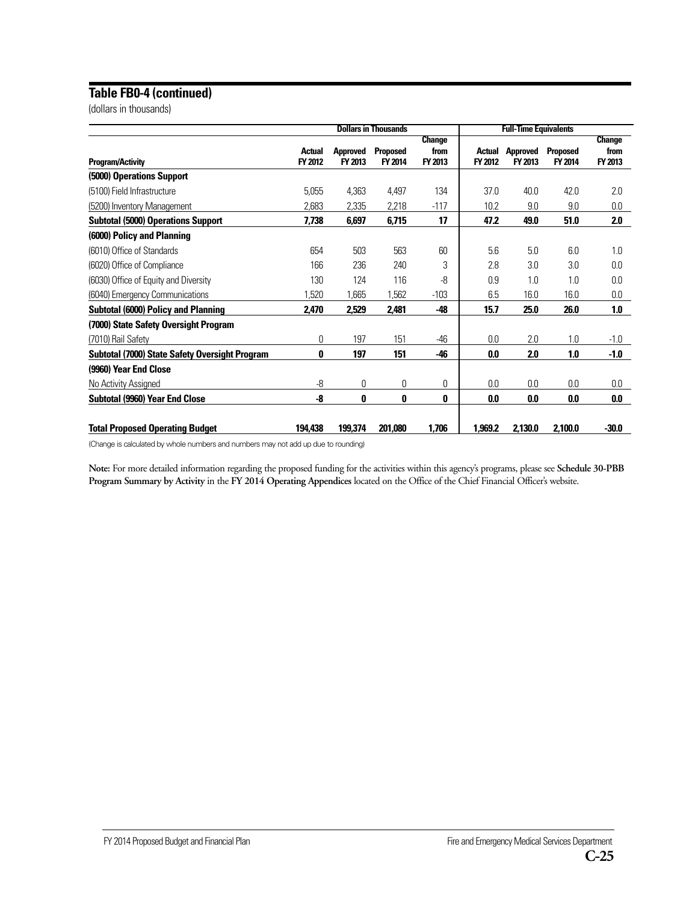## Table FB0-4 (continued)

(dollars in thousands)

| | Dollars in Thousands | | | | Full-Time Equivalents | | | |
|---|---|---|---|---|---|---|---|---|
| **Program/Activity** | **Actual FY 2012** | **Approved FY 2013** | **Proposed FY 2014** | **Change from FY 2013** | **Actual FY 2012** | **Approved FY 2013** | **Proposed FY 2014** | **Change from FY 2013** |
| **(5000) Operations Support** | | | | | | | | |
| (5100) Field Infrastructure | 5,055 | 4,363 | 4,497 | 134 | 37.0 | 40.0 | 42.0 | 2.0 |
| (5200) Inventory Management | 2,683 | 2,335 | 2,218 | -117 | 10.2 | 9.0 | 9.0 | 0.0 |
| **Subtotal (5000) Operations Support** | **7,738** | **6,697** | **6,715** | **17** | **47.2** | **49.0** | **51.0** | **2.0** |
| **(6000) Policy and Planning** | | | | | | | | |
| (6010) Office of Standards | 654 | 503 | 563 | 60 | 5.6 | 5.0 | 6.0 | 1.0 |
| (6020) Office of Compliance | 166 | 236 | 240 | 3 | 2.8 | 3.0 | 3.0 | 0.0 |
| (6030) Office of Equity and Diversity | 130 | 124 | 116 | -8 | 0.9 | 1.0 | 1.0 | 0.0 |
| (6040) Emergency Communications | 1,520 | 1,665 | 1,562 | -103 | 6.5 | 16.0 | 16.0 | 0.0 |
| **Subtotal (6000) Policy and Planning** | **2,470** | **2,529** | **2,481** | **-48** | **15.7** | **25.0** | **26.0** | **1.0** |
| **(7000) State Safety Oversight Program** | | | | | | | | |
| (7010) Rail Safety | 0 | 197 | 151 | -46 | 0.0 | 2.0 | 1.0 | -1.0 |
| **Subtotal (7000) State Safety Oversight Program** | **0** | **197** | **151** | **-46** | **0.0** | **2.0** | **1.0** | **-1.0** |
| **(9960) Year End Close** | | | | | | | | |
| No Activity Assigned | -8 | 0 | 0 | 0 | 0.0 | 0.0 | 0.0 | 0.0 |
| **Subtotal (9960) Year End Close** | **-8** | **0** | **0** | **0** | **0.0** | **0.0** | **0.0** | **0.0** |
| **Total Proposed Operating Budget** | **194,438** | **199,374** | **201,080** | **1,706** | **1,969.2** | **2,130.0** | **2,100.0** | **-30.0** |

(Change is calculated by whole numbers and numbers may not add up due to rounding)

**Note:** For more detailed information regarding the proposed funding for the activities within this agency's programs, please see **Schedule 30-PBB Program Summary by Activity** in the **FY 2014 Operating Appendices** located on the Office of the Chief Financial Officer's website.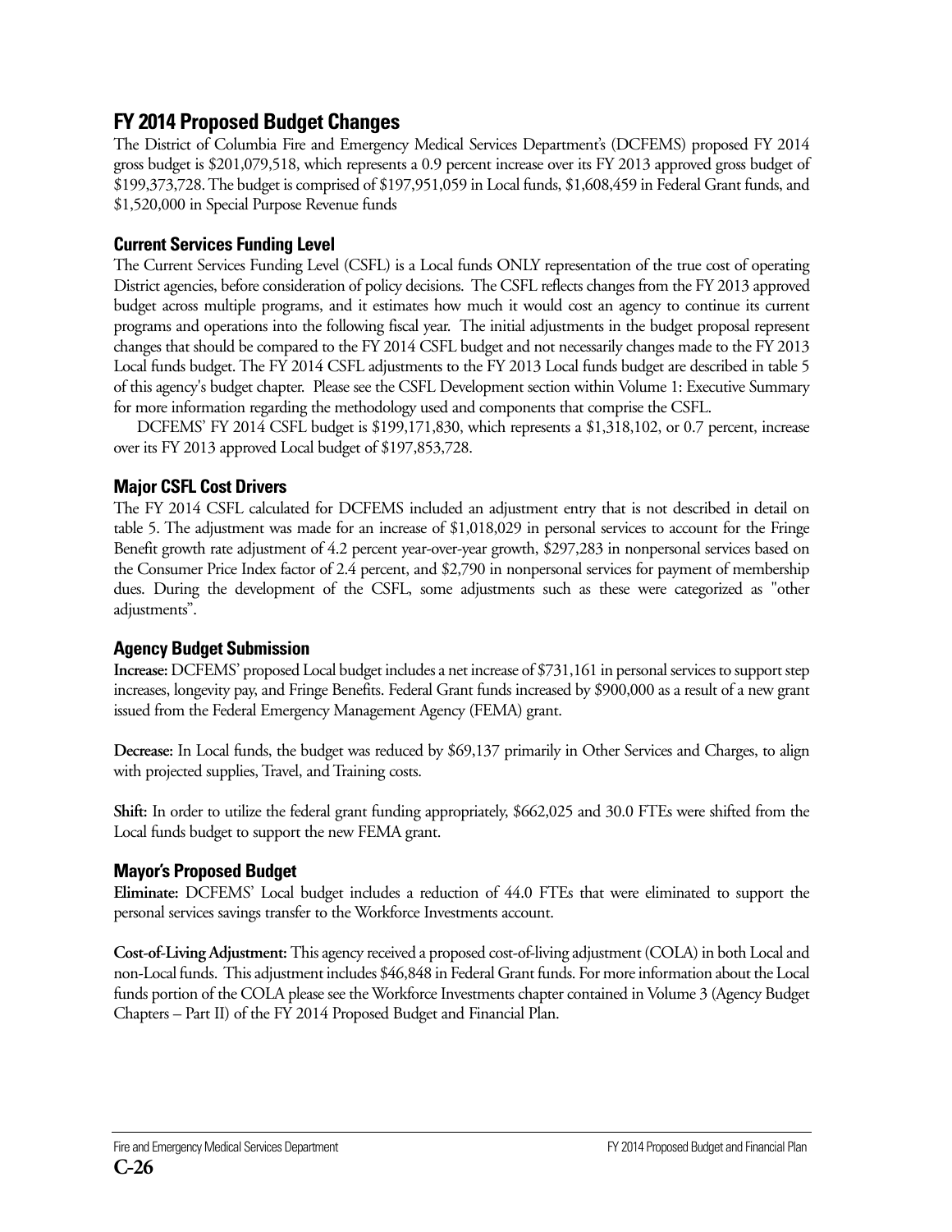## FY 2014 Proposed Budget Changes

The District of Columbia Fire and Emergency Medical Services Department's (DCFEMS) proposed FY 2014 gross budget is $201,079,518, which represents a 0.9 percent increase over its FY 2013 approved gross budget of $199,373,728. The budget is comprised of $197,951,059 in Local funds, $1,608,459 in Federal Grant funds, and $1,520,000 in Special Purpose Revenue funds

### Current Services Funding Level

The Current Services Funding Level (CSFL) is a Local funds ONLY representation of the true cost of operating District agencies, before consideration of policy decisions. The CSFL reflects changes from the FY 2013 approved budget across multiple programs, and it estimates how much it would cost an agency to continue its current programs and operations into the following fiscal year. The initial adjustments in the budget proposal represent changes that should be compared to the FY 2014 CSFL budget and not necessarily changes made to the FY 2013 Local funds budget. The FY 2014 CSFL adjustments to the FY 2013 Local funds budget are described in table 5 of this agency's budget chapter. Please see the CSFL Development section within Volume 1: Executive Summary for more information regarding the methodology used and components that comprise the CSFL.

DCFEMS' FY 2014 CSFL budget is $199,171,830, which represents a $1,318,102, or 0.7 percent, increase over its FY 2013 approved Local budget of $197,853,728.

### Major CSFL Cost Drivers

The FY 2014 CSFL calculated for DCFEMS included an adjustment entry that is not described in detail on table 5. The adjustment was made for an increase of $1,018,029 in personal services to account for the Fringe Benefit growth rate adjustment of 4.2 percent year-over-year growth, $297,283 in nonpersonal services based on the Consumer Price Index factor of 2.4 percent, and $2,790 in nonpersonal services for payment of membership dues. During the development of the CSFL, some adjustments such as these were categorized as "other adjustments".

### Agency Budget Submission

**Increase:** DCFEMS' proposed Local budget includes a net increase of $731,161 in personal services to support step increases, longevity pay, and Fringe Benefits. Federal Grant funds increased by $900,000 as a result of a new grant issued from the Federal Emergency Management Agency (FEMA) grant.

**Decrease:** In Local funds, the budget was reduced by $69,137 primarily in Other Services and Charges, to align with projected supplies, Travel, and Training costs.

**Shift:** In order to utilize the federal grant funding appropriately, $662,025 and 30.0 FTEs were shifted from the Local funds budget to support the new FEMA grant.

### Mayor's Proposed Budget

**Eliminate:** DCFEMS' Local budget includes a reduction of 44.0 FTEs that were eliminated to support the personal services savings transfer to the Workforce Investments account.

**Cost-of-Living Adjustment:** This agency received a proposed cost-of-living adjustment (COLA) in both Local and non-Local funds. This adjustment includes $46,848 in Federal Grant funds. For more information about the Local funds portion of the COLA please see the Workforce Investments chapter contained in Volume 3 (Agency Budget Chapters – Part II) of the FY 2014 Proposed Budget and Financial Plan.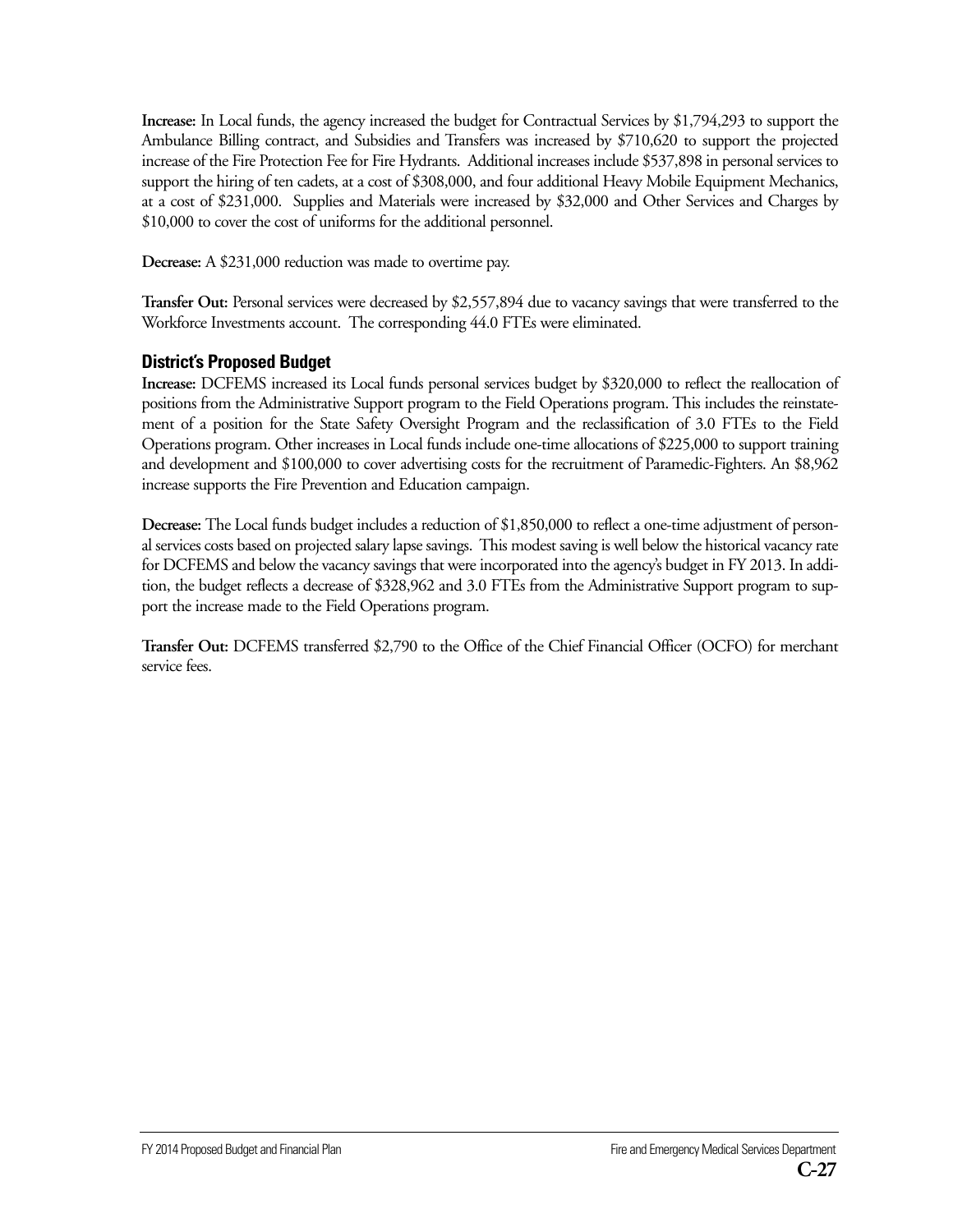**Increase:** In Local funds, the agency increased the budget for Contractual Services by $1,794,293 to support the Ambulance Billing contract, and Subsidies and Transfers was increased by $710,620 to support the projected increase of the Fire Protection Fee for Fire Hydrants. Additional increases include $537,898 in personal services to support the hiring of ten cadets, at a cost of $308,000, and four additional Heavy Mobile Equipment Mechanics, at a cost of $231,000. Supplies and Materials were increased by $32,000 and Other Services and Charges by $10,000 to cover the cost of uniforms for the additional personnel.

**Decrease:** A $231,000 reduction was made to overtime pay.

**Transfer Out:** Personal services were decreased by $2,557,894 due to vacancy savings that were transferred to the Workforce Investments account. The corresponding 44.0 FTEs were eliminated.

### District's Proposed Budget

**Increase:** DCFEMS increased its Local funds personal services budget by $320,000 to reflect the reallocation of positions from the Administrative Support program to the Field Operations program. This includes the reinstatement of a position for the State Safety Oversight Program and the reclassification of 3.0 FTEs to the Field Operations program. Other increases in Local funds include one-time allocations of $225,000 to support training and development and $100,000 to cover advertising costs for the recruitment of Paramedic-Fighters. An $8,962 increase supports the Fire Prevention and Education campaign.

**Decrease:** The Local funds budget includes a reduction of $1,850,000 to reflect a one-time adjustment of personal services costs based on projected salary lapse savings. This modest saving is well below the historical vacancy rate for DCFEMS and below the vacancy savings that were incorporated into the agency's budget in FY 2013. In addition, the budget reflects a decrease of $328,962 and 3.0 FTEs from the Administrative Support program to support the increase made to the Field Operations program.

**Transfer Out:** DCFEMS transferred $2,790 to the Office of the Chief Financial Officer (OCFO) for merchant service fees.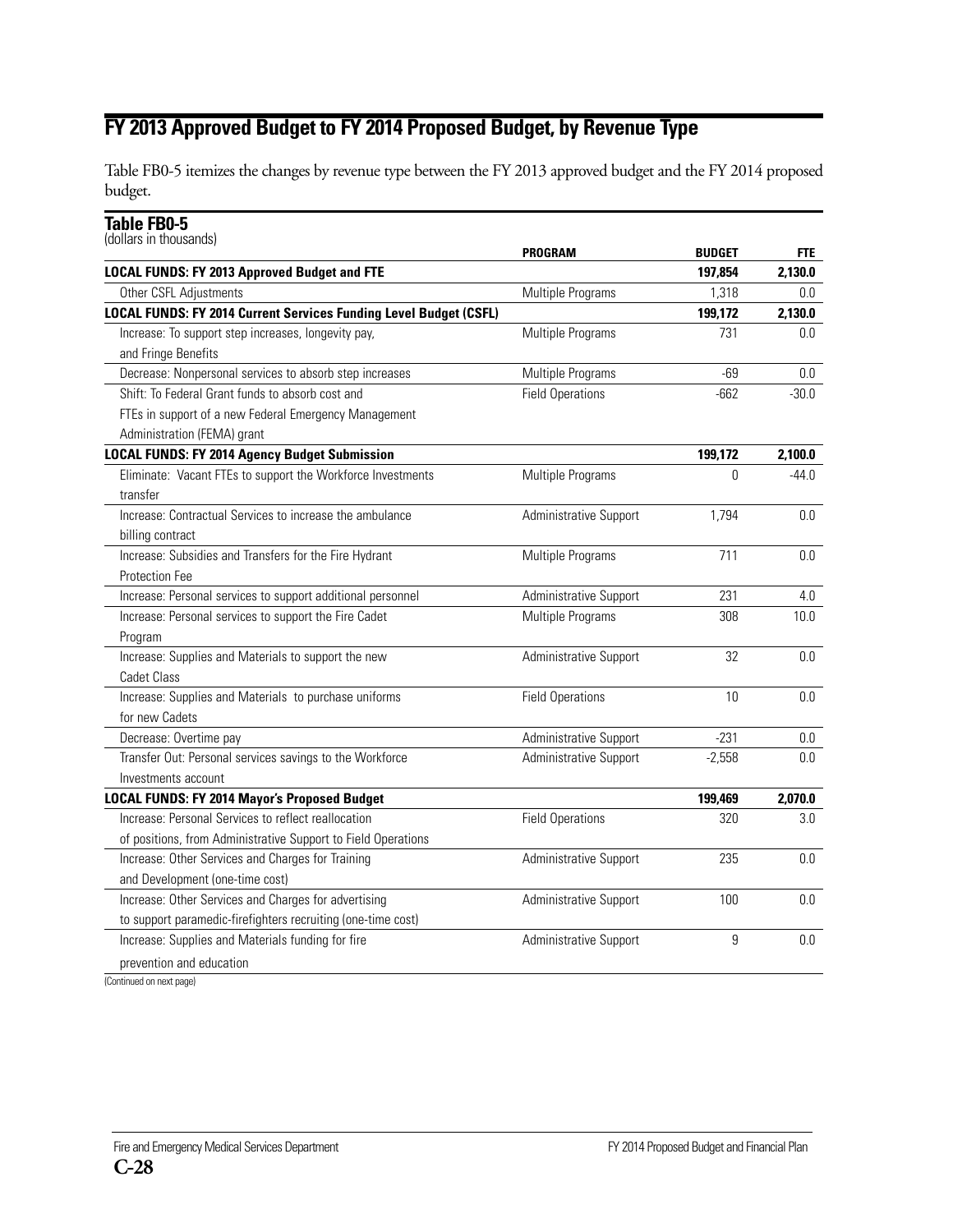## FY 2013 Approved Budget to FY 2014 Proposed Budget, by Revenue Type

Table FB0-5 itemizes the changes by revenue type between the FY 2013 approved budget and the FY 2014 proposed budget.

**Table FB0-5**
(dollars in thousands)

| | PROGRAM | BUDGET | FTE |
|---|---|---|---|
| **LOCAL FUNDS: FY 2013 Approved Budget and FTE** | | **197,854** | **2,130.0** |
| Other CSFL Adjustments | Multiple Programs | 1,318 | 0.0 |
| **LOCAL FUNDS: FY 2014 Current Services Funding Level Budget (CSFL)** | | **199,172** | **2,130.0** |
| Increase: To support step increases, longevity pay, and Fringe Benefits | Multiple Programs | 731 | 0.0 |
| Decrease: Nonpersonal services to absorb step increases | Multiple Programs | -69 | 0.0 |
| Shift: To Federal Grant funds to absorb cost and FTEs in support of a new Federal Emergency Management Administration (FEMA) grant | Field Operations | -662 | -30.0 |
| **LOCAL FUNDS: FY 2014 Agency Budget Submission** | | **199,172** | **2,100.0** |
| Eliminate: Vacant FTEs to support the Workforce Investments transfer | Multiple Programs | 0 | -44.0 |
| Increase: Contractual Services to increase the ambulance billing contract | Administrative Support | 1,794 | 0.0 |
| Increase: Subsidies and Transfers for the Fire Hydrant Protection Fee | Multiple Programs | 711 | 0.0 |
| Increase: Personal services to support additional personnel | Administrative Support | 231 | 4.0 |
| Increase: Personal services to support the Fire Cadet Program | Multiple Programs | 308 | 10.0 |
| Increase: Supplies and Materials to support the new Cadet Class | Administrative Support | 32 | 0.0 |
| Increase: Supplies and Materials to purchase uniforms for new Cadets | Field Operations | 10 | 0.0 |
| Decrease: Overtime pay | Administrative Support | -231 | 0.0 |
| Transfer Out: Personal services savings to the Workforce Investments account | Administrative Support | -2,558 | 0.0 |
| **LOCAL FUNDS: FY 2014 Mayor's Proposed Budget** | | **199,469** | **2,070.0** |
| Increase: Personal Services to reflect reallocation of positions, from Administrative Support to Field Operations | Field Operations | 320 | 3.0 |
| Increase: Other Services and Charges for Training and Development (one-time cost) | Administrative Support | 235 | 0.0 |
| Increase: Other Services and Charges for advertising to support paramedic-firefighters recruiting (one-time cost) | Administrative Support | 100 | 0.0 |
| Increase: Supplies and Materials funding for fire prevention and education | Administrative Support | 9 | 0.0 |

(Continued on next page)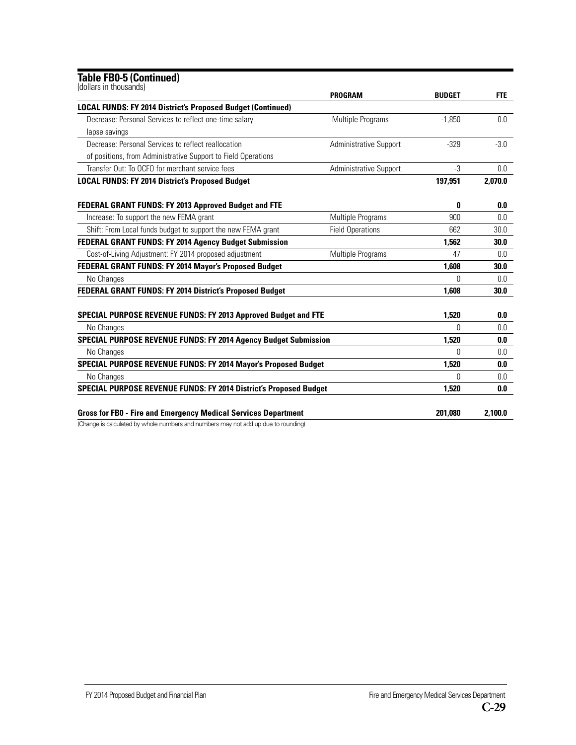## Table FB0-5 (Continued)

(dollars in thousands)

| | PROGRAM | BUDGET | FTE |
|---|---|---|---|
| **LOCAL FUNDS: FY 2014 District's Proposed Budget (Continued)** | | | |
| Decrease: Personal Services to reflect one-time salary lapse savings | Multiple Programs | -1,850 | 0.0 |
| Decrease: Personal Services to reflect reallocation of positions, from Administrative Support to Field Operations | Administrative Support | -329 | -3.0 |
| Transfer Out: To OCFO for merchant service fees | Administrative Support | -3 | 0.0 |
| **LOCAL FUNDS: FY 2014 District's Proposed Budget** | | **197,951** | **2,070.0** |
| | | | |
| **FEDERAL GRANT FUNDS: FY 2013 Approved Budget and FTE** | | **0** | **0.0** |
| Increase: To support the new FEMA grant | Multiple Programs | 900 | 0.0 |
| Shift: From Local funds budget to support the new FEMA grant | Field Operations | 662 | 30.0 |
| **FEDERAL GRANT FUNDS: FY 2014 Agency Budget Submission** | | **1,562** | **30.0** |
| Cost-of-Living Adjustment: FY 2014 proposed adjustment | Multiple Programs | 47 | 0.0 |
| **FEDERAL GRANT FUNDS: FY 2014 Mayor's Proposed Budget** | | **1,608** | **30.0** |
| No Changes | | 0 | 0.0 |
| **FEDERAL GRANT FUNDS: FY 2014 District's Proposed Budget** | | **1,608** | **30.0** |
| | | | |
| **SPECIAL PURPOSE REVENUE FUNDS: FY 2013 Approved Budget and FTE** | | **1,520** | **0.0** |
| No Changes | | 0 | 0.0 |
| **SPECIAL PURPOSE REVENUE FUNDS: FY 2014 Agency Budget Submission** | | **1,520** | **0.0** |
| No Changes | | 0 | 0.0 |
| **SPECIAL PURPOSE REVENUE FUNDS: FY 2014 Mayor's Proposed Budget** | | **1,520** | **0.0** |
| No Changes | | 0 | 0.0 |
| **SPECIAL PURPOSE REVENUE FUNDS: FY 2014 District's Proposed Budget** | | **1,520** | **0.0** |
| | | | |
| **Gross for FB0 - Fire and Emergency Medical Services Department** | | **201,080** | **2,100.0** |

(Change is calculated by whole numbers and numbers may not add up due to rounding)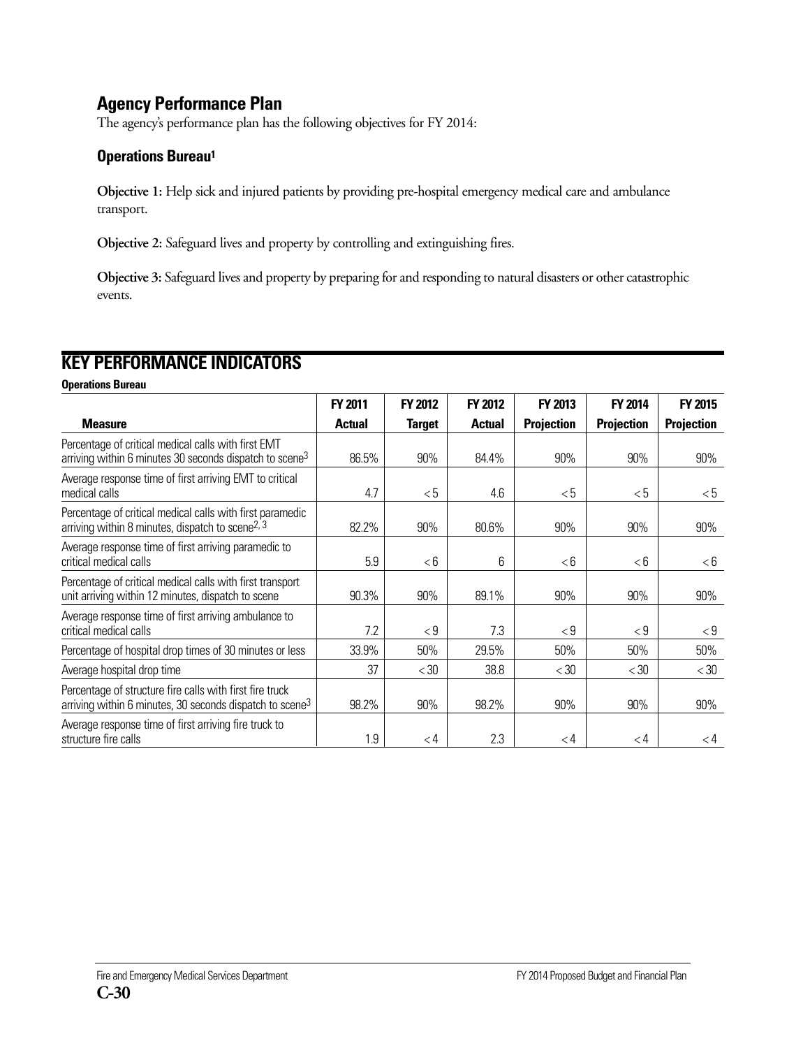## Agency Performance Plan

The agency's performance plan has the following objectives for FY 2014:

### Operations Bureau[1]

**Objective 1:** Help sick and injured patients by providing pre-hospital emergency medical care and ambulance transport.

**Objective 2:** Safeguard lives and property by controlling and extinguishing fires.

**Objective 3:** Safeguard lives and property by preparing for and responding to natural disasters or other catastrophic events.

## KEY PERFORMANCE INDICATORS

**Operations Bureau**

| Measure | FY 2011 Actual | FY 2012 Target | FY 2012 Actual | FY 2013 Projection | FY 2014 Projection | FY 2015 Projection |
|---|---|---|---|---|---|---|
| Percentage of critical medical calls with first EMT arriving within 6 minutes 30 seconds dispatch to scene[3] | 86.5% | 90% | 84.4% | 90% | 90% | 90% |
| Average response time of first arriving EMT to critical medical calls | 4.7 | < 5 | 4.6 | < 5 | < 5 | < 5 |
| Percentage of critical medical calls with first paramedic arriving within 8 minutes, dispatch to scene[2, 3] | 82.2% | 90% | 80.6% | 90% | 90% | 90% |
| Average response time of first arriving paramedic to critical medical calls | 5.9 | < 6 | 6 | < 6 | < 6 | < 6 |
| Percentage of critical medical calls with first transport unit arriving within 12 minutes, dispatch to scene | 90.3% | 90% | 89.1% | 90% | 90% | 90% |
| Average response time of first arriving ambulance to critical medical calls | 7.2 | < 9 | 7.3 | < 9 | < 9 | < 9 |
| Percentage of hospital drop times of 30 minutes or less | 33.9% | 50% | 29.5% | 50% | 50% | 50% |
| Average hospital drop time | 37 | < 30 | 38.8 | < 30 | < 30 | < 30 |
| Percentage of structure fire calls with first fire truck arriving within 6 minutes, 30 seconds dispatch to scene[3] | 98.2% | 90% | 98.2% | 90% | 90% | 90% |
| Average response time of first arriving fire truck to structure fire calls | 1.9 | < 4 | 2.3 | < 4 | < 4 | < 4 |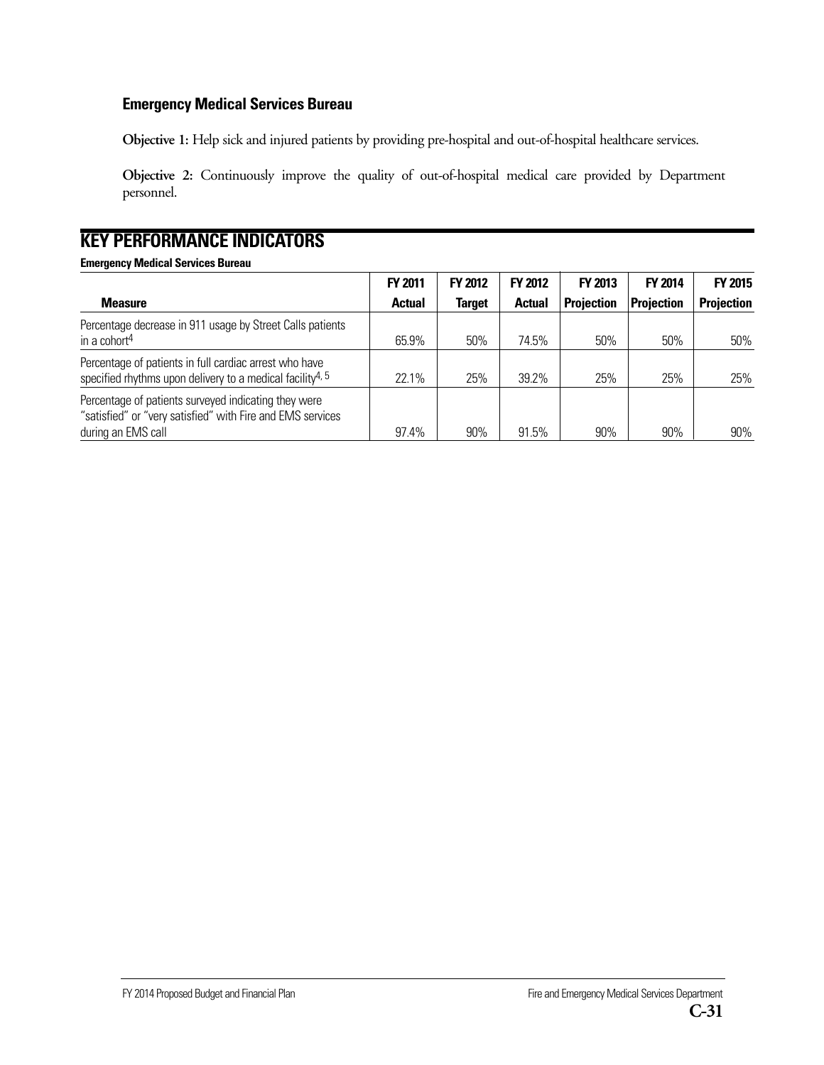### Emergency Medical Services Bureau

**Objective 1:** Help sick and injured patients by providing pre-hospital and out-of-hospital healthcare services.

**Objective 2:** Continuously improve the quality of out-of-hospital medical care provided by Department personnel.

## KEY PERFORMANCE INDICATORS

**Emergency Medical Services Bureau**

| Measure | FY 2011 Actual | FY 2012 Target | FY 2012 Actual | FY 2013 Projection | FY 2014 Projection | FY 2015 Projection |
|---|---|---|---|---|---|---|
| Percentage decrease in 911 usage by Street Calls patients in a cohort[4] | 65.9% | 50% | 74.5% | 50% | 50% | 50% |
| Percentage of patients in full cardiac arrest who have specified rhythms upon delivery to a medical facility[4, 5] | 22.1% | 25% | 39.2% | 25% | 25% | 25% |
| Percentage of patients surveyed indicating they were "satisfied" or "very satisfied" with Fire and EMS services during an EMS call | 97.4% | 90% | 91.5% | 90% | 90% | 90% |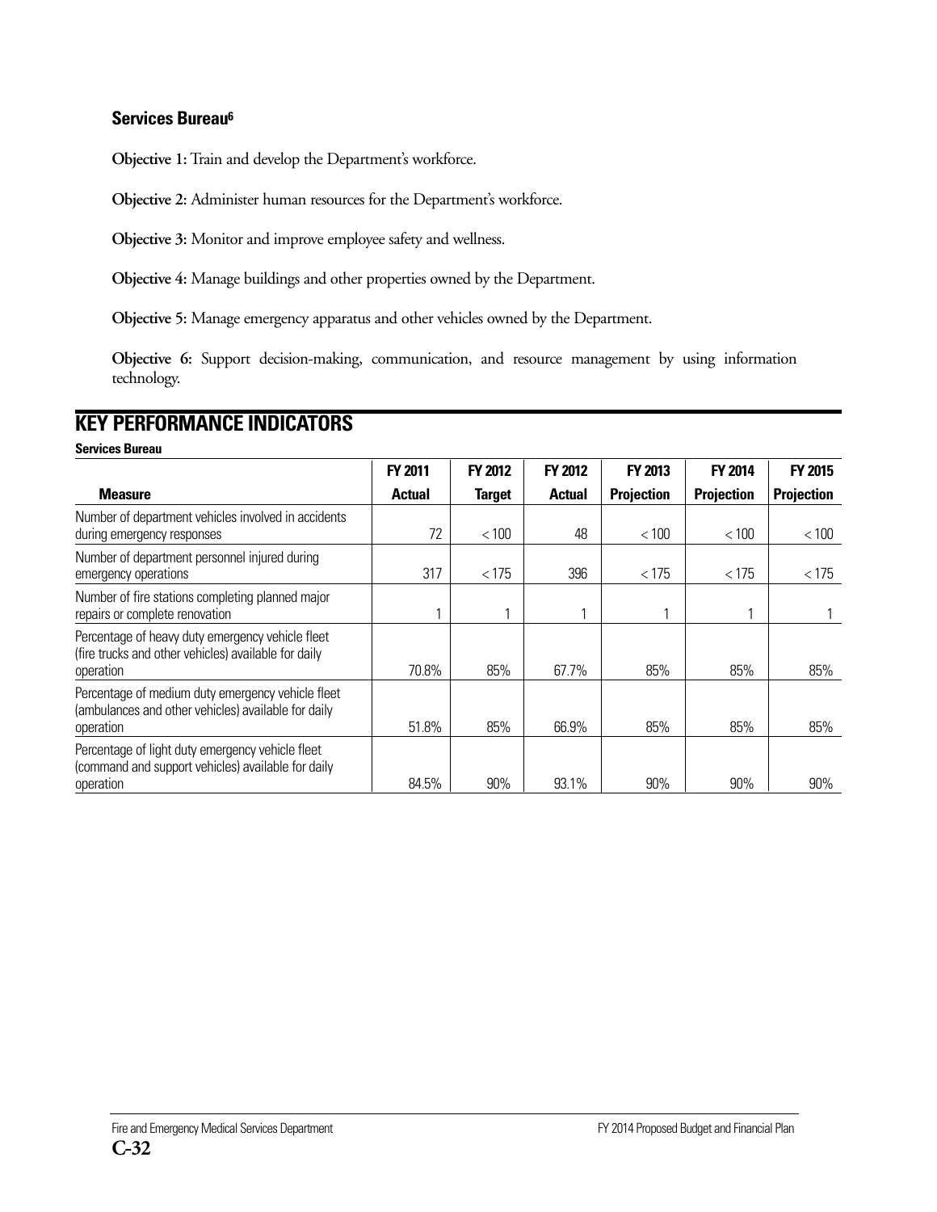### Services Bureau[6]

**Objective 1:** Train and develop the Department's workforce.

**Objective 2:** Administer human resources for the Department's workforce.

**Objective 3:** Monitor and improve employee safety and wellness.

**Objective 4:** Manage buildings and other properties owned by the Department.

**Objective 5:** Manage emergency apparatus and other vehicles owned by the Department.

**Objective 6:** Support decision-making, communication, and resource management by using information technology.

## KEY PERFORMANCE INDICATORS

**Services Bureau**

| Measure | FY 2011 Actual | FY 2012 Target | FY 2012 Actual | FY 2013 Projection | FY 2014 Projection | FY 2015 Projection |
|---|---|---|---|---|---|---|
| Number of department vehicles involved in accidents during emergency responses | 72 | < 100 | 48 | < 100 | < 100 | < 100 |
| Number of department personnel injured during emergency operations | 317 | < 175 | 396 | < 175 | < 175 | < 175 |
| Number of fire stations completing planned major repairs or complete renovation | 1 | 1 | 1 | 1 | 1 | 1 |
| Percentage of heavy duty emergency vehicle fleet (fire trucks and other vehicles) available for daily operation | 70.8% | 85% | 67.7% | 85% | 85% | 85% |
| Percentage of medium duty emergency vehicle fleet (ambulances and other vehicles) available for daily operation | 51.8% | 85% | 66.9% | 85% | 85% | 85% |
| Percentage of light duty emergency vehicle fleet (command and support vehicles) available for daily operation | 84.5% | 90% | 93.1% | 90% | 90% | 90% |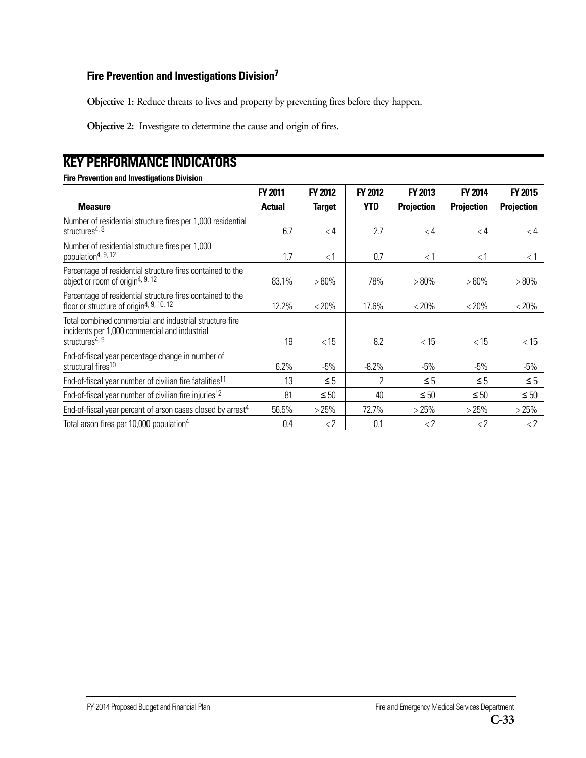### Fire Prevention and Investigations Division[7]

**Objective 1:** Reduce threats to lives and property by preventing fires before they happen.

**Objective 2:** Investigate to determine the cause and origin of fires.

## KEY PERFORMANCE INDICATORS

**Fire Prevention and Investigations Division**

| Measure | FY 2011 Actual | FY 2012 Target | FY 2012 YTD | FY 2013 Projection | FY 2014 Projection | FY 2015 Projection |
|---|---|---|---|---|---|---|
| Number of residential structure fires per 1,000 residential structures[4, 8] | 6.7 | < 4 | 2.7 | < 4 | < 4 | < 4 |
| Number of residential structure fires per 1,000 population[4, 9, 12] | 1.7 | < 1 | 0.7 | < 1 | < 1 | < 1 |
| Percentage of residential structure fires contained to the object or room of origin[4, 9, 12] | 83.1% | > 80% | 78% | > 80% | > 80% | > 80% |
| Percentage of residential structure fires contained to the floor or structure of origin[4, 9, 10, 12] | 12.2% | < 20% | 17.6% | < 20% | < 20% | < 20% |
| Total combined commercial and industrial structure fire incidents per 1,000 commercial and industrial structures[4, 9] | 19 | < 15 | 8.2 | < 15 | < 15 | < 15 |
| End-of-fiscal year percentage change in number of structural fires[10] | 6.2% | -5% | -8.2% | -5% | -5% | -5% |
| End-of-fiscal year number of civilian fire fatalities[11] | 13 | ≤ 5 | 2 | ≤ 5 | ≤ 5 | ≤ 5 |
| End-of-fiscal year number of civilian fire injuries[12] | 81 | ≤ 50 | 40 | ≤ 50 | ≤ 50 | ≤ 50 |
| End-of-fiscal year percent of arson cases closed by arrest[4] | 56.5% | > 25% | 72.7% | > 25% | > 25% | > 25% |
| Total arson fires per 10,000 population[4] | 0.4 | < 2 | 0.1 | < 2 | < 2 | < 2 |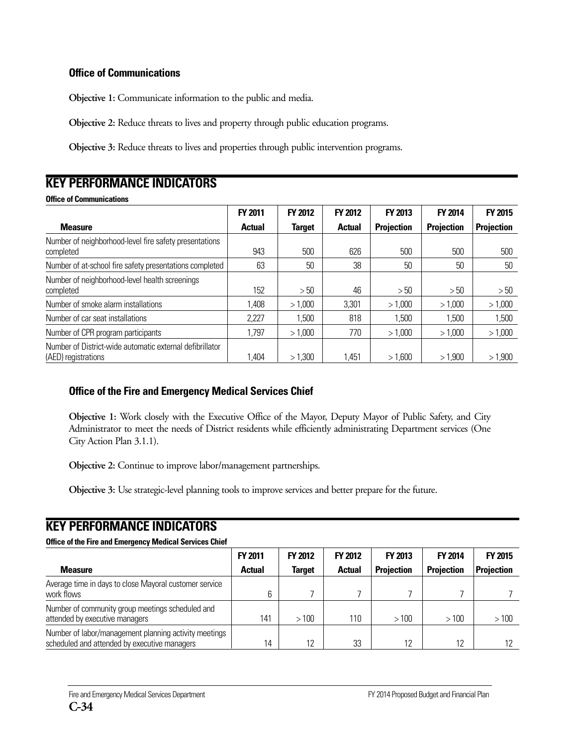### Office of Communications

**Objective 1:** Communicate information to the public and media.

**Objective 2:** Reduce threats to lives and property through public education programs.

**Objective 3:** Reduce threats to lives and properties through public intervention programs.

## KEY PERFORMANCE INDICATORS

**Office of Communications**

| Measure | FY 2011 Actual | FY 2012 Target | FY 2012 Actual | FY 2013 Projection | FY 2014 Projection | FY 2015 Projection |
|---|---|---|---|---|---|---|
| Number of neighborhood-level fire safety presentations completed | 943 | 500 | 626 | 500 | 500 | 500 |
| Number of at-school fire safety presentations completed | 63 | 50 | 38 | 50 | 50 | 50 |
| Number of neighborhood-level health screenings completed | 152 | > 50 | 46 | > 50 | > 50 | > 50 |
| Number of smoke alarm installations | 1,408 | > 1,000 | 3,301 | > 1,000 | > 1,000 | > 1,000 |
| Number of car seat installations | 2,227 | 1,500 | 818 | 1,500 | 1,500 | 1,500 |
| Number of CPR program participants | 1,797 | > 1,000 | 770 | > 1,000 | > 1,000 | > 1,000 |
| Number of District-wide automatic external defibrillator (AED) registrations | 1,404 | > 1,300 | 1,451 | > 1,600 | > 1,900 | > 1,900 |

### Office of the Fire and Emergency Medical Services Chief

**Objective 1:** Work closely with the Executive Office of the Mayor, Deputy Mayor of Public Safety, and City Administrator to meet the needs of District residents while efficiently administrating Department services (One City Action Plan 3.1.1).

**Objective 2:** Continue to improve labor/management partnerships.

**Objective 3:** Use strategic-level planning tools to improve services and better prepare for the future.

## KEY PERFORMANCE INDICATORS

**Office of the Fire and Emergency Medical Services Chief**

| Measure | FY 2011 Actual | FY 2012 Target | FY 2012 Actual | FY 2013 Projection | FY 2014 Projection | FY 2015 Projection |
|---|---|---|---|---|---|---|
| Average time in days to close Mayoral customer service work flows | 6 | 7 | 7 | 7 | 7 | 7 |
| Number of community group meetings scheduled and attended by executive managers | 141 | > 100 | 110 | > 100 | > 100 | > 100 |
| Number of labor/management planning activity meetings scheduled and attended by executive managers | 14 | 12 | 33 | 12 | 12 | 12 |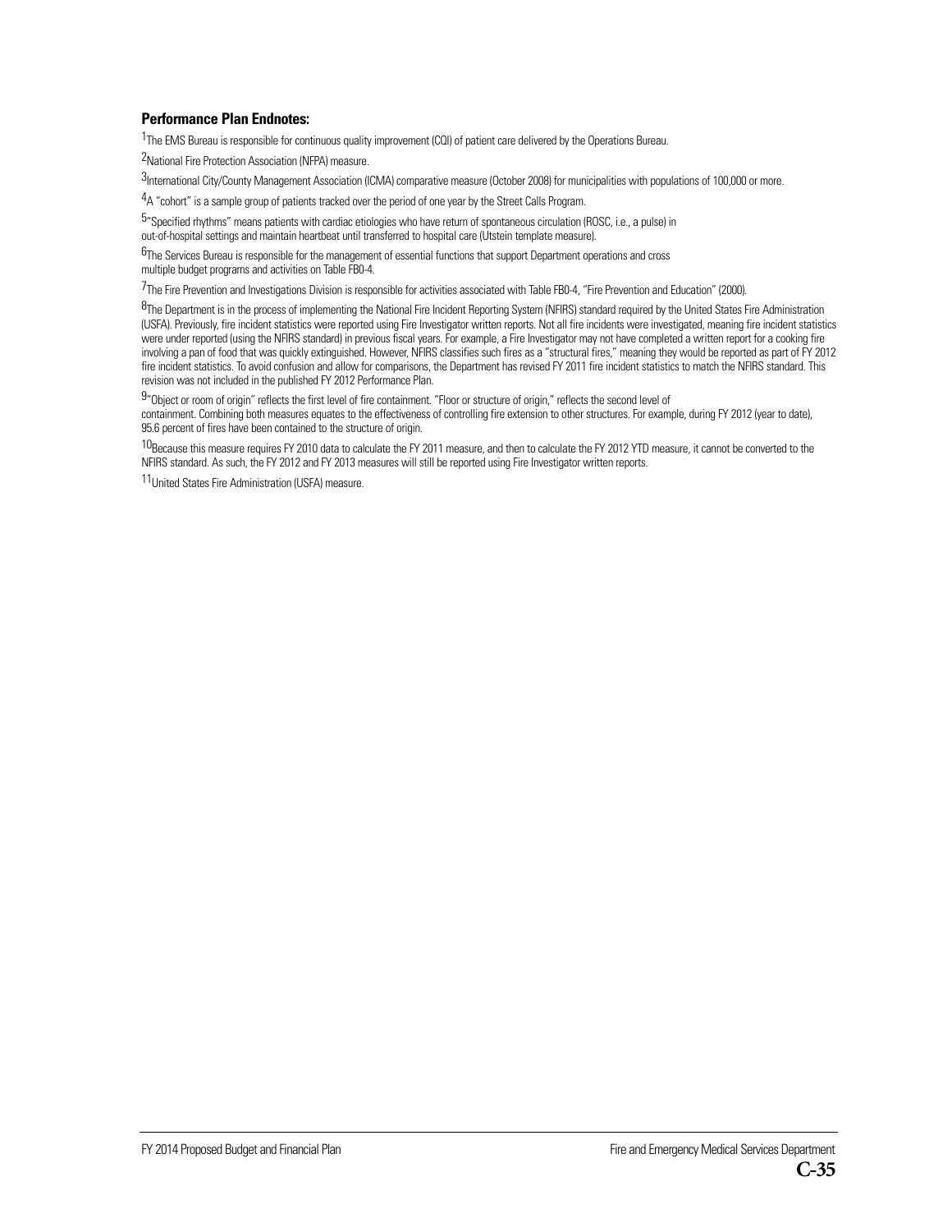**Performance Plan Endnotes:**

[1]The EMS Bureau is responsible for continuous quality improvement (CQI) of patient care delivered by the Operations Bureau.

[2]National Fire Protection Association (NFPA) measure.

[3]International City/County Management Association (ICMA) comparative measure (October 2008) for municipalities with populations of 100,000 or more.

[4]A "cohort" is a sample group of patients tracked over the period of one year by the Street Calls Program.

[5]"Specified rhythms" means patients with cardiac etiologies who have return of spontaneous circulation (ROSC, i.e., a pulse) in out-of-hospital settings and maintain heartbeat until transferred to hospital care (Utstein template measure).

[6]The Services Bureau is responsible for the management of essential functions that support Department operations and cross multiple budget programs and activities on Table FB0-4.

[7]The Fire Prevention and Investigations Division is responsible for activities associated with Table FB0-4, "Fire Prevention and Education" (2000).

[8]The Department is in the process of implementing the National Fire Incident Reporting System (NFIRS) standard required by the United States Fire Administration (USFA). Previously, fire incident statistics were reported using Fire Investigator written reports. Not all fire incidents were investigated, meaning fire incident statistics were under reported (using the NFIRS standard) in previous fiscal years. For example, a Fire Investigator may not have completed a written report for a cooking fire involving a pan of food that was quickly extinguished. However, NFIRS classifies such fires as a "structural fires," meaning they would be reported as part of FY 2012 fire incident statistics. To avoid confusion and allow for comparisons, the Department has revised FY 2011 fire incident statistics to match the NFIRS standard. This revision was not included in the published FY 2012 Performance Plan.

[9]"Object or room of origin" reflects the first level of fire containment. "Floor or structure of origin," reflects the second level of containment. Combining both measures equates to the effectiveness of controlling fire extension to other structures. For example, during FY 2012 (year to date), 95.6 percent of fires have been contained to the structure of origin.

[10]Because this measure requires FY 2010 data to calculate the FY 2011 measure, and then to calculate the FY 2012 YTD measure, it cannot be converted to the NFIRS standard. As such, the FY 2012 and FY 2013 measures will still be reported using Fire Investigator written reports.

[11]United States Fire Administration (USFA) measure.